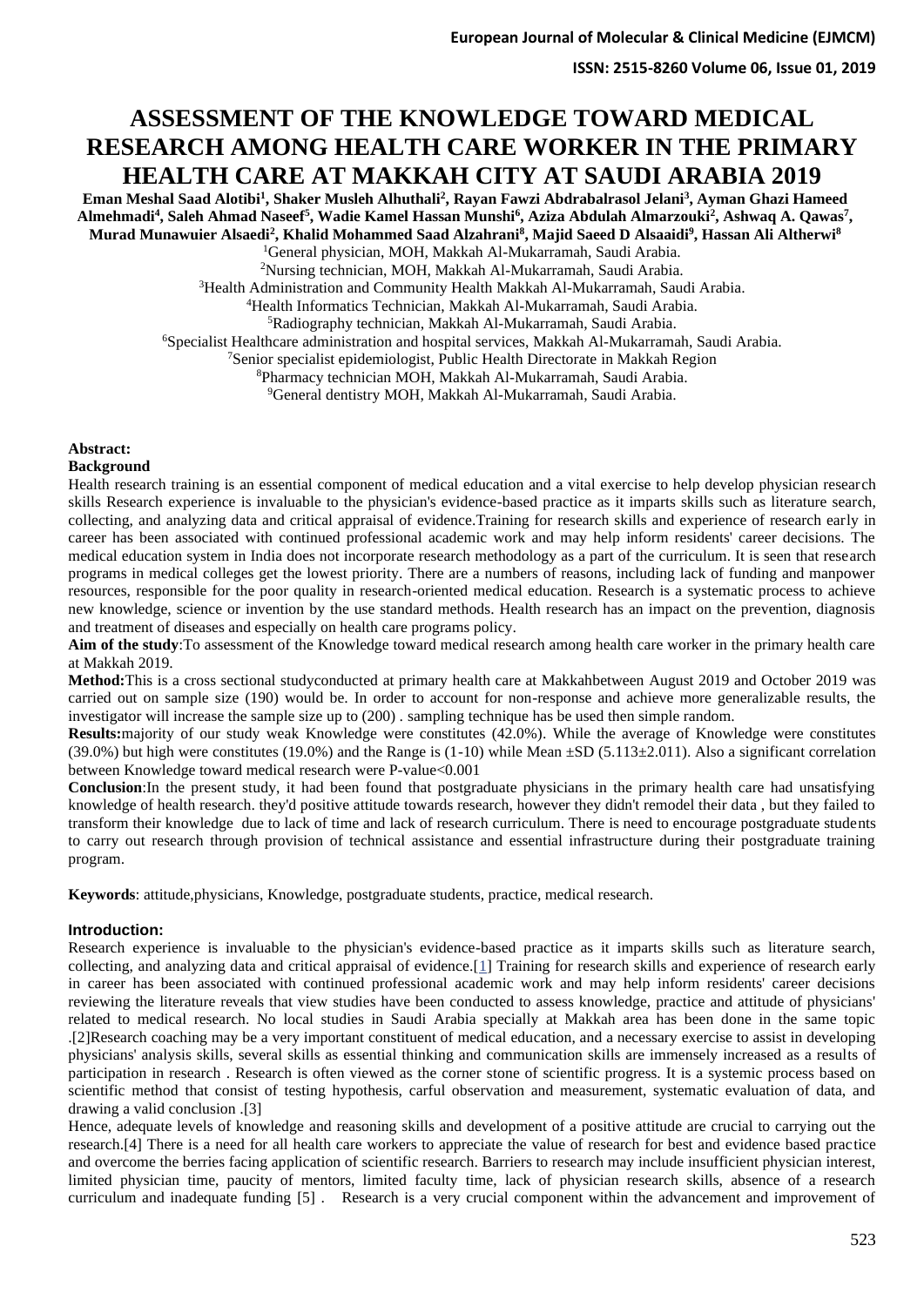# ASSESSMENT OF THE KNOWLEDGE TOWARD MEDICAL RESEARCH AMONG HEALTH CARE WORKER IN THE PRIMARY HEALTH CARE AT MAKKAH CITY AT SAUDI ARABIA 2019

**Eman Meshal Saad Alotibi[1], Shaker Musleh Alhuthali[2], Rayan Fawzi Abdrabalrasol Jelani[3], Ayman Ghazi Hameed Almehmadi[4], Saleh Ahmad Naseef[5], Wadie Kamel Hassan Munshi[6], Aziza Abdulah Almarzouki[2], Ashwaq A. Qawas[7], Murad Munawuier Alsaedi[2], Khalid Mohammed Saad Alzahrani[8], Majid Saeed D Alsaaidi[9], Hassan Ali Altherwi[8]**

[1]General physician, MOH, Makkah Al-Mukarramah, Saudi Arabia.
[2]Nursing technician, MOH, Makkah Al-Mukarramah, Saudi Arabia.
[3]Health Administration and Community Health Makkah Al-Mukarramah, Saudi Arabia.
[4]Health Informatics Technician, Makkah Al-Mukarramah, Saudi Arabia.
[5]Radiography technician, Makkah Al-Mukarramah, Saudi Arabia.
[6]Specialist Healthcare administration and hospital services, Makkah Al-Mukarramah, Saudi Arabia.
[7]Senior specialist epidemiologist, Public Health Directorate in Makkah Region
[8]Pharmacy technician MOH, Makkah Al-Mukarramah, Saudi Arabia.
[9]General dentistry MOH, Makkah Al-Mukarramah, Saudi Arabia.

**Abstract:**

**Background**

Health research training is an essential component of medical education and a vital exercise to help develop physician research skills Research experience is invaluable to the physician's evidence-based practice as it imparts skills such as literature search, collecting, and analyzing data and critical appraisal of evidence.Training for research skills and experience of research early in career has been associated with continued professional academic work and may help inform residents' career decisions. The medical education system in India does not incorporate research methodology as a part of the curriculum. It is seen that research programs in medical colleges get the lowest priority. There are a numbers of reasons, including lack of funding and manpower resources, responsible for the poor quality in research-oriented medical education. Research is a systematic process to achieve new knowledge, science or invention by the use standard methods. Health research has an impact on the prevention, diagnosis and treatment of diseases and especially on health care programs policy.

**Aim of the study**:To assessment of the Knowledge toward medical research among health care worker in the primary health care at Makkah 2019.

**Method:**This is a cross sectional studyconducted at primary health care at Makkahbetween August 2019 and October 2019 was carried out on sample size (190) would be. In order to account for non-response and achieve more generalizable results, the investigator will increase the sample size up to (200) . sampling technique has be used then simple random.

**Results:**majority of our study weak Knowledge were constitutes (42.0%). While the average of Knowledge were constitutes (39.0%) but high were constitutes (19.0%) and the Range is (1-10) while Mean ±SD (5.113±2.011). Also a significant correlation between Knowledge toward medical research were P-value<0.001

**Conclusion**:In the present study, it had been found that postgraduate physicians in the primary health care had unsatisfying knowledge of health research. they'd positive attitude towards research, however they didn't remodel their data , but they failed to transform their knowledge due to lack of time and lack of research curriculum. There is need to encourage postgraduate students to carry out research through provision of technical assistance and essential infrastructure during their postgraduate training program.

**Keywords**: attitude,physicians, Knowledge, postgraduate students, practice, medical research.

## Introduction:

Research experience is invaluable to the physician's evidence-based practice as it imparts skills such as literature search, collecting, and analyzing data and critical appraisal of evidence.[1] Training for research skills and experience of research early in career has been associated with continued professional academic work and may help inform residents' career decisions reviewing the literature reveals that view studies have been conducted to assess knowledge, practice and attitude of physicians' related to medical research. No local studies in Saudi Arabia specially at Makkah area has been done in the same topic .[2]Research coaching may be a very important constituent of medical education, and a necessary exercise to assist in developing physicians' analysis skills, several skills as essential thinking and communication skills are immensely increased as a results of participation in research . Research is often viewed as the corner stone of scientific progress. It is a systemic process based on scientific method that consist of testing hypothesis, carful observation and measurement, systematic evaluation of data, and drawing a valid conclusion .[3]

Hence, adequate levels of knowledge and reasoning skills and development of a positive attitude are crucial to carrying out the research.[4] There is a need for all health care workers to appreciate the value of research for best and evidence based practice and overcome the berries facing application of scientific research. Barriers to research may include insufficient physician interest, limited physician time, paucity of mentors, limited faculty time, lack of physician research skills, absence of a research curriculum and inadequate funding [5] . Research is a very crucial component within the advancement and improvement of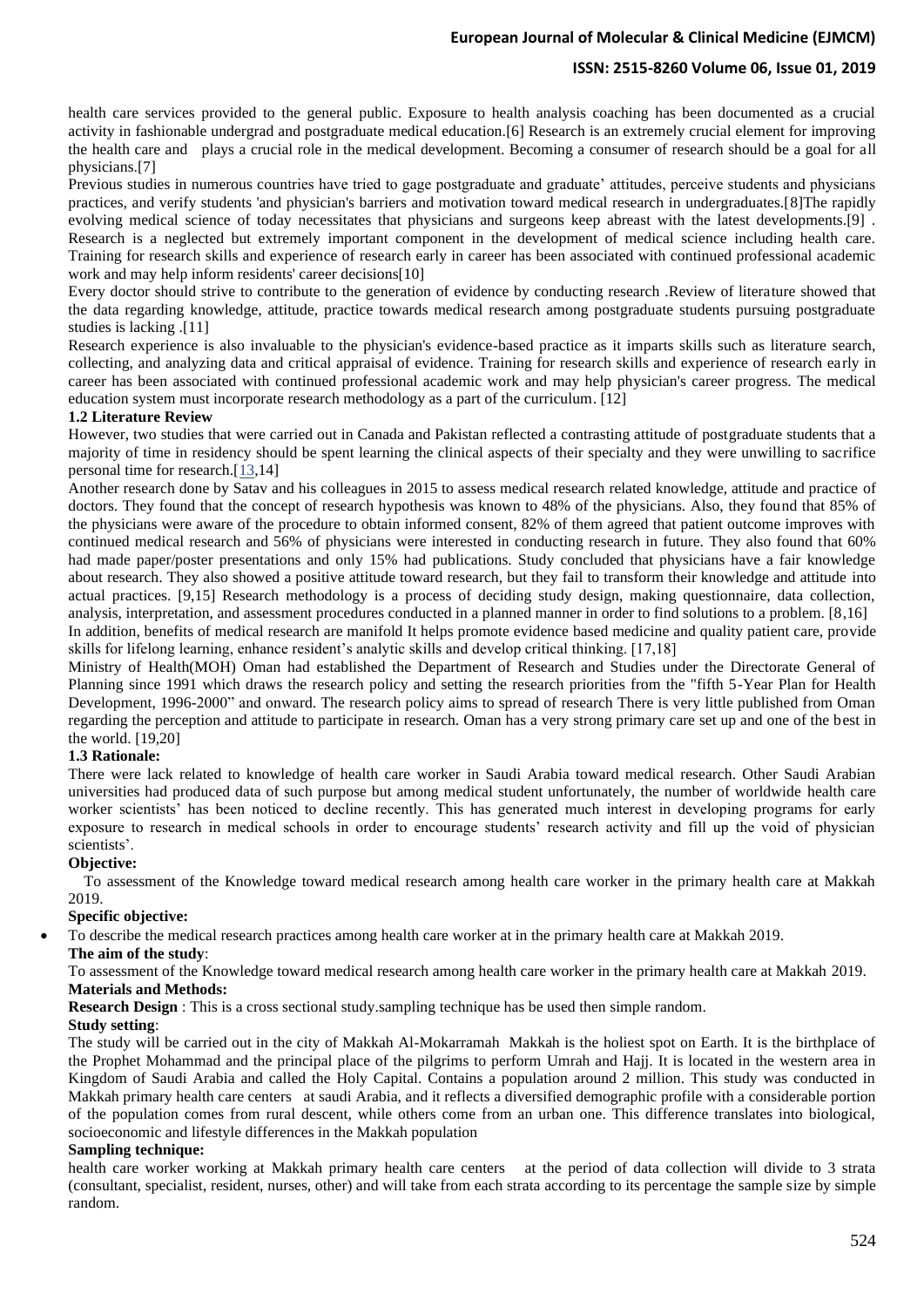health care services provided to the general public. Exposure to health analysis coaching has been documented as a crucial activity in fashionable undergrad and postgraduate medical education.[6] Research is an extremely crucial element for improving the health care and plays a crucial role in the medical development. Becoming a consumer of research should be a goal for all physicians.[7]

Previous studies in numerous countries have tried to gage postgraduate and graduate' attitudes, perceive students and physicians practices, and verify students 'and physician's barriers and motivation toward medical research in undergraduates.[8]The rapidly evolving medical science of today necessitates that physicians and surgeons keep abreast with the latest developments.[9] . Research is a neglected but extremely important component in the development of medical science including health care. Training for research skills and experience of research early in career has been associated with continued professional academic work and may help inform residents' career decisions[10]

Every doctor should strive to contribute to the generation of evidence by conducting research .Review of literature showed that the data regarding knowledge, attitude, practice towards medical research among postgraduate students pursuing postgraduate studies is lacking .[11]

Research experience is also invaluable to the physician's evidence-based practice as it imparts skills such as literature search, collecting, and analyzing data and critical appraisal of evidence. Training for research skills and experience of research early in career has been associated with continued professional academic work and may help physician's career progress. The medical education system must incorporate research methodology as a part of the curriculum. [12]

**1.2 Literature Review**

However, two studies that were carried out in Canada and Pakistan reflected a contrasting attitude of postgraduate students that a majority of time in residency should be spent learning the clinical aspects of their specialty and they were unwilling to sacrifice personal time for research.[13,14]

Another research done by Satav and his colleagues in 2015 to assess medical research related knowledge, attitude and practice of doctors. They found that the concept of research hypothesis was known to 48% of the physicians. Also, they found that 85% of the physicians were aware of the procedure to obtain informed consent, 82% of them agreed that patient outcome improves with continued medical research and 56% of physicians were interested in conducting research in future. They also found that 60% had made paper/poster presentations and only 15% had publications. Study concluded that physicians have a fair knowledge about research. They also showed a positive attitude toward research, but they fail to transform their knowledge and attitude into actual practices. [9,15] Research methodology is a process of deciding study design, making questionnaire, data collection, analysis, interpretation, and assessment procedures conducted in a planned manner in order to find solutions to a problem. [8,16]

In addition, benefits of medical research are manifold It helps promote evidence based medicine and quality patient care, provide skills for lifelong learning, enhance resident's analytic skills and develop critical thinking. [17,18]

Ministry of Health(MOH) Oman had established the Department of Research and Studies under the Directorate General of Planning since 1991 which draws the research policy and setting the research priorities from the "fifth 5-Year Plan for Health Development, 1996-2000" and onward. The research policy aims to spread of research There is very little published from Oman regarding the perception and attitude to participate in research. Oman has a very strong primary care set up and one of the best in the world. [19,20]

**1.3 Rationale:**

There were lack related to knowledge of health care worker in Saudi Arabia toward medical research. Other Saudi Arabian universities had produced data of such purpose but among medical student unfortunately, the number of worldwide health care worker scientists' has been noticed to decline recently. This has generated much interest in developing programs for early exposure to research in medical schools in order to encourage students' research activity and fill up the void of physician scientists'.

**Objective:**

To assessment of the Knowledge toward medical research among health care worker in the primary health care at Makkah 2019.

**Specific objective:**

- To describe the medical research practices among health care worker at in the primary health care at Makkah 2019.

**The aim of the study**:

To assessment of the Knowledge toward medical research among health care worker in the primary health care at Makkah 2019.

**Materials and Methods:**

**Research Design** : This is a cross sectional study.sampling technique has be used then simple random.

**Study setting**:

The study will be carried out in the city of Makkah Al-Mokarramah Makkah is the holiest spot on Earth. It is the birthplace of the Prophet Mohammad and the principal place of the pilgrims to perform Umrah and Hajj. It is located in the western area in Kingdom of Saudi Arabia and called the Holy Capital. Contains a population around 2 million. This study was conducted in Makkah primary health care centers at saudi Arabia, and it reflects a diversified demographic profile with a considerable portion of the population comes from rural descent, while others come from an urban one. This difference translates into biological, socioeconomic and lifestyle differences in the Makkah population

**Sampling technique:**

health care worker working at Makkah primary health care centers at the period of data collection will divide to 3 strata (consultant, specialist, resident, nurses, other) and will take from each strata according to its percentage the sample size by simple random.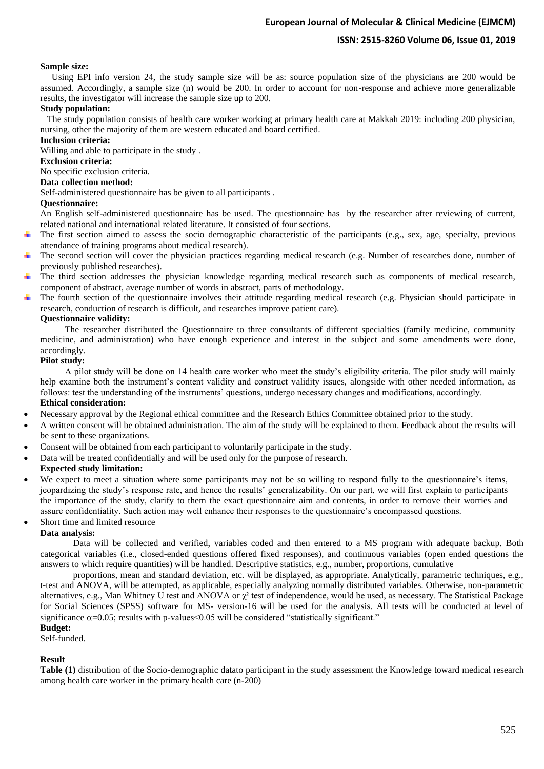**Sample size:**

Using EPI info version 24, the study sample size will be as: source population size of the physicians are 200 would be assumed. Accordingly, a sample size (n) would be 200. In order to account for non-response and achieve more generalizable results, the investigator will increase the sample size up to 200.

**Study population:**

The study population consists of health care worker working at primary health care at Makkah 2019: including 200 physician, nursing, other the majority of them are western educated and board certified.

**Inclusion criteria:**

Willing and able to participate in the study .

**Exclusion criteria:**

No specific exclusion criteria.

**Data collection method:**

Self-administered questionnaire has be given to all participants .

**Questionnaire:**

An English self-administered questionnaire has be used. The questionnaire has by the researcher after reviewing of current, related national and international related literature. It consisted of four sections.

- The first section aimed to assess the socio demographic characteristic of the participants (e.g., sex, age, specialty, previous attendance of training programs about medical research).
- The second section will cover the physician practices regarding medical research (e.g. Number of researches done, number of previously published researches).
- The third section addresses the physician knowledge regarding medical research such as components of medical research, component of abstract, average number of words in abstract, parts of methodology.
- The fourth section of the questionnaire involves their attitude regarding medical research (e.g. Physician should participate in research, conduction of research is difficult, and researches improve patient care).

**Questionnaire validity:**

The researcher distributed the Questionnaire to three consultants of different specialties (family medicine, community medicine, and administration) who have enough experience and interest in the subject and some amendments were done, accordingly.

**Pilot study:**

A pilot study will be done on 14 health care worker who meet the study's eligibility criteria. The pilot study will mainly help examine both the instrument's content validity and construct validity issues, alongside with other needed information, as follows: test the understanding of the instruments' questions, undergo necessary changes and modifications, accordingly.

**Ethical consideration:**

- Necessary approval by the Regional ethical committee and the Research Ethics Committee obtained prior to the study.
- A written consent will be obtained administration. The aim of the study will be explained to them. Feedback about the results will be sent to these organizations.
- Consent will be obtained from each participant to voluntarily participate in the study.
- Data will be treated confidentially and will be used only for the purpose of research.

**Expected study limitation:**

- We expect to meet a situation where some participants may not be so willing to respond fully to the questionnaire's items, jeopardizing the study's response rate, and hence the results' generalizability. On our part, we will first explain to participants the importance of the study, clarify to them the exact questionnaire aim and contents, in order to remove their worries and assure confidentiality. Such action may well enhance their responses to the questionnaire's encompassed questions.
- Short time and limited resource

**Data analysis:**

Data will be collected and verified, variables coded and then entered to a MS program with adequate backup. Both categorical variables (i.e., closed-ended questions offered fixed responses), and continuous variables (open ended questions the answers to which require quantities) will be handled. Descriptive statistics, e.g., number, proportions, cumulative

proportions, mean and standard deviation, etc. will be displayed, as appropriate. Analytically, parametric techniques, e.g., t-test and ANOVA, will be attempted, as applicable, especially analyzing normally distributed variables. Otherwise, non-parametric alternatives, e.g., Man Whitney U test and ANOVA or $\chi^2$ test of independence, would be used, as necessary. The Statistical Package for Social Sciences (SPSS) software for MS- version-16 will be used for the analysis. All tests will be conducted at level of significance $\alpha=0.05$; results with p-values<0.05 will be considered "statistically significant."

**Budget:**

Self-funded.

**Result**

**Table (1)** distribution of the Socio-demographic datato participant in the study assessment the Knowledge toward medical research among health care worker in the primary health care (n-200)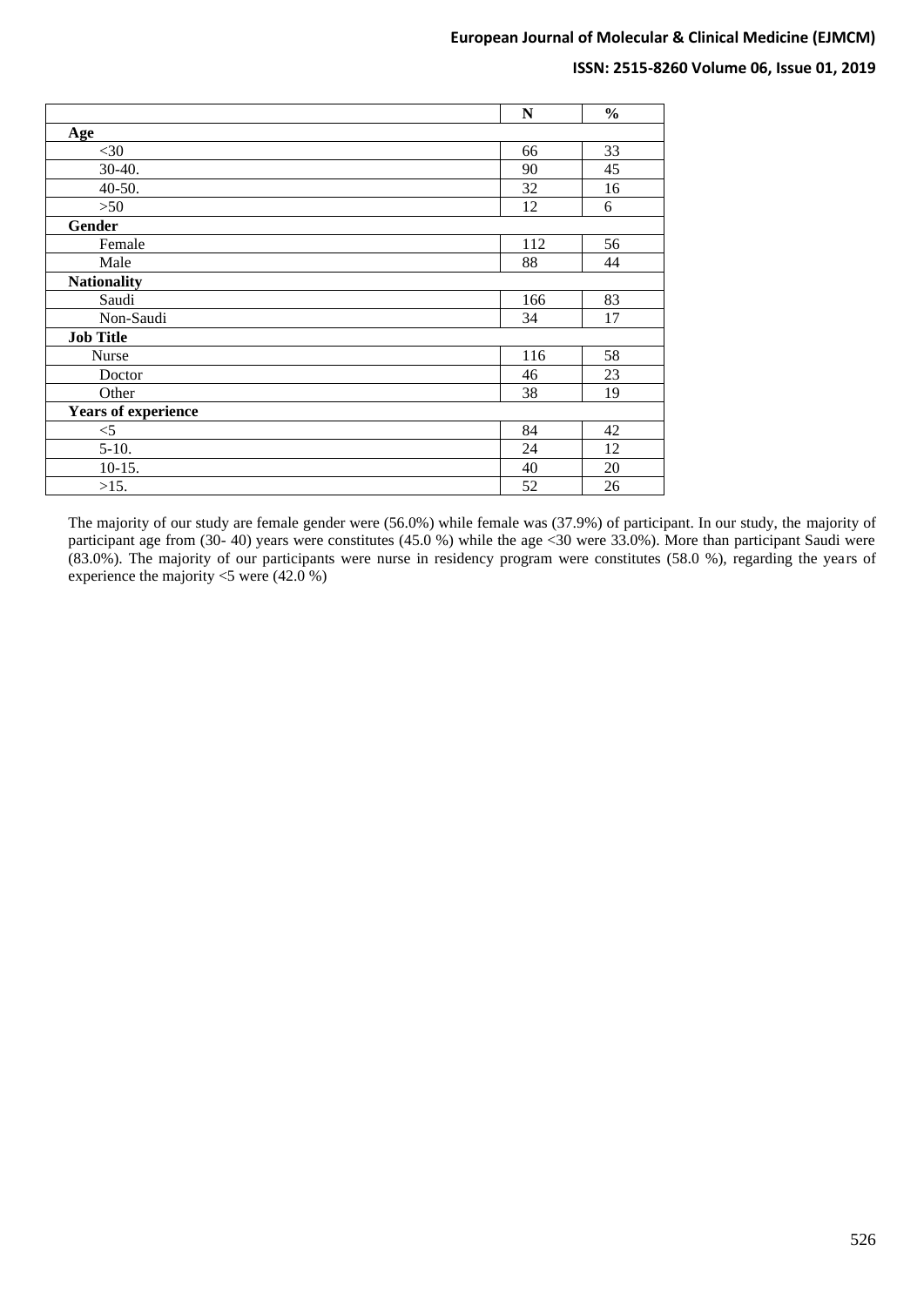| | N | % |
|---|---|---|
| **Age** | | |
| <30 | 66 | 33 |
| 30-40. | 90 | 45 |
| 40-50. | 32 | 16 |
| >50 | 12 | 6 |
| **Gender** | | |
| Female | 112 | 56 |
| Male | 88 | 44 |
| **Nationality** | | |
| Saudi | 166 | 83 |
| Non-Saudi | 34 | 17 |
| **Job Title** | | |
| Nurse | 116 | 58 |
| Doctor | 46 | 23 |
| Other | 38 | 19 |
| **Years of experience** | | |
| <5 | 84 | 42 |
| 5-10. | 24 | 12 |
| 10-15. | 40 | 20 |
| >15. | 52 | 26 |

The majority of our study are female gender were (56.0%) while female was (37.9%) of participant. In our study, the majority of participant age from (30- 40) years were constitutes (45.0 %) while the age <30 were 33.0%). More than participant Saudi were (83.0%). The majority of our participants were nurse in residency program were constitutes (58.0 %), regarding the years of experience the majority <5 were (42.0 %)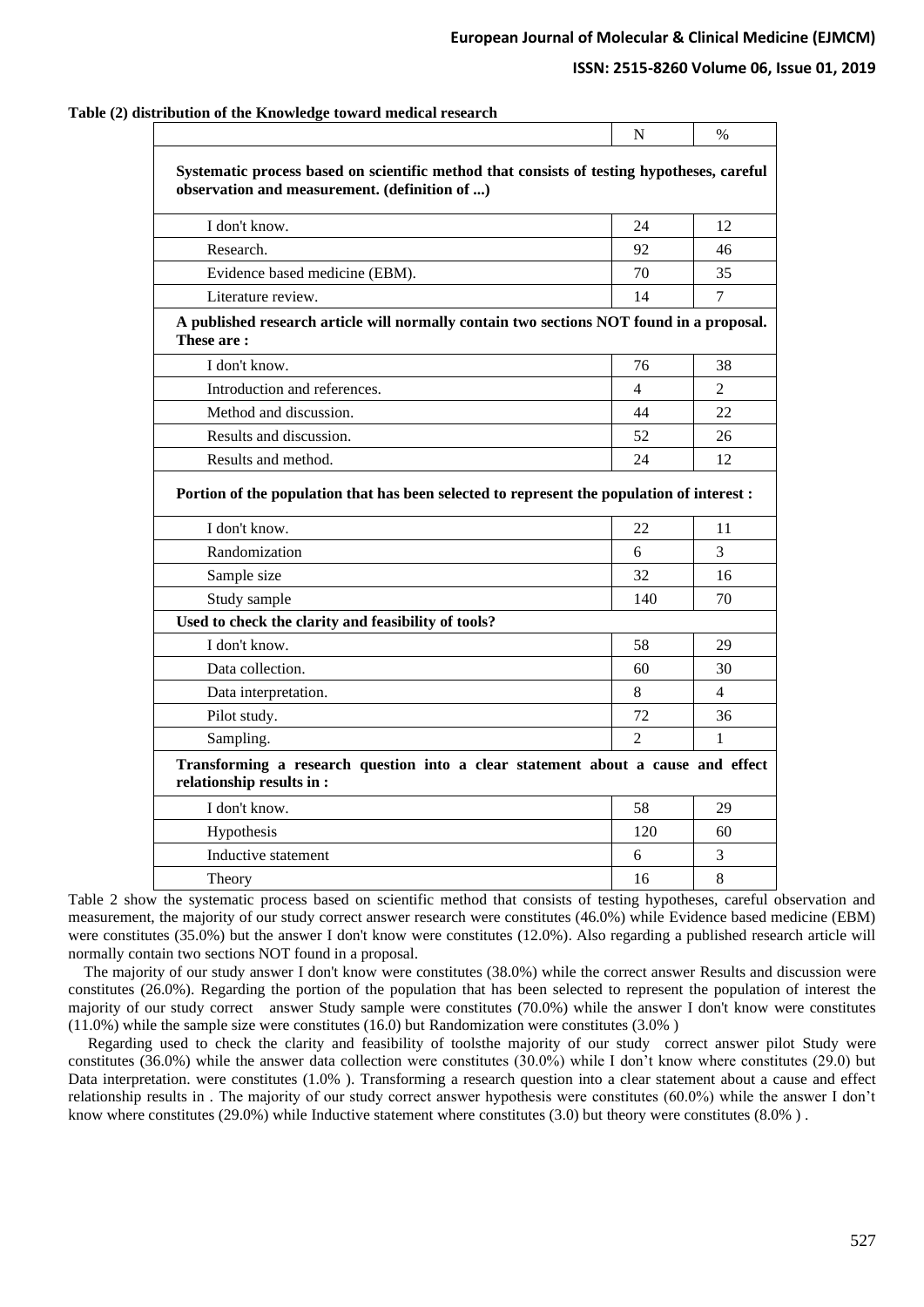**Table (2) distribution of the Knowledge toward medical research**

| | N | % |
|---|---|---|
| **Systematic process based on scientific method that consists of testing hypotheses, careful observation and measurement. (definition of ...)** | | |
| I don't know. | 24 | 12 |
| Research. | 92 | 46 |
| Evidence based medicine (EBM). | 70 | 35 |
| Literature review. | 14 | 7 |
| **A published research article will normally contain two sections NOT found in a proposal. These are :** | | |
| I don't know. | 76 | 38 |
| Introduction and references. | 4 | 2 |
| Method and discussion. | 44 | 22 |
| Results and discussion. | 52 | 26 |
| Results and method. | 24 | 12 |
| **Portion of the population that has been selected to represent the population of interest :** | | |
| I don't know. | 22 | 11 |
| Randomization | 6 | 3 |
| Sample size | 32 | 16 |
| Study sample | 140 | 70 |
| **Used to check the clarity and feasibility of tools?** | | |
| I don't know. | 58 | 29 |
| Data collection. | 60 | 30 |
| Data interpretation. | 8 | 4 |
| Pilot study. | 72 | 36 |
| Sampling. | 2 | 1 |
| **Transforming a research question into a clear statement about a cause and effect relationship results in :** | | |
| I don't know. | 58 | 29 |
| Hypothesis | 120 | 60 |
| Inductive statement | 6 | 3 |
| Theory | 16 | 8 |

Table 2 show the systematic process based on scientific method that consists of testing hypotheses, careful observation and measurement, the majority of our study correct answer research were constitutes (46.0%) while Evidence based medicine (EBM) were constitutes (35.0%) but the answer I don't know were constitutes (12.0%). Also regarding a published research article will normally contain two sections NOT found in a proposal.

The majority of our study answer I don't know were constitutes (38.0%) while the correct answer Results and discussion were constitutes (26.0%). Regarding the portion of the population that has been selected to represent the population of interest the majority of our study correct answer Study sample were constitutes (70.0%) while the answer I don't know were constitutes (11.0%) while the sample size were constitutes (16.0) but Randomization were constitutes (3.0% )

Regarding used to check the clarity and feasibility of toolsthe majority of our study correct answer pilot Study were constitutes (36.0%) while the answer data collection were constitutes (30.0%) while I don't know where constitutes (29.0) but Data interpretation. were constitutes (1.0% ). Transforming a research question into a clear statement about a cause and effect relationship results in . The majority of our study correct answer hypothesis were constitutes (60.0%) while the answer I don't know where constitutes (29.0%) while Inductive statement where constitutes (3.0) but theory were constitutes (8.0% ) .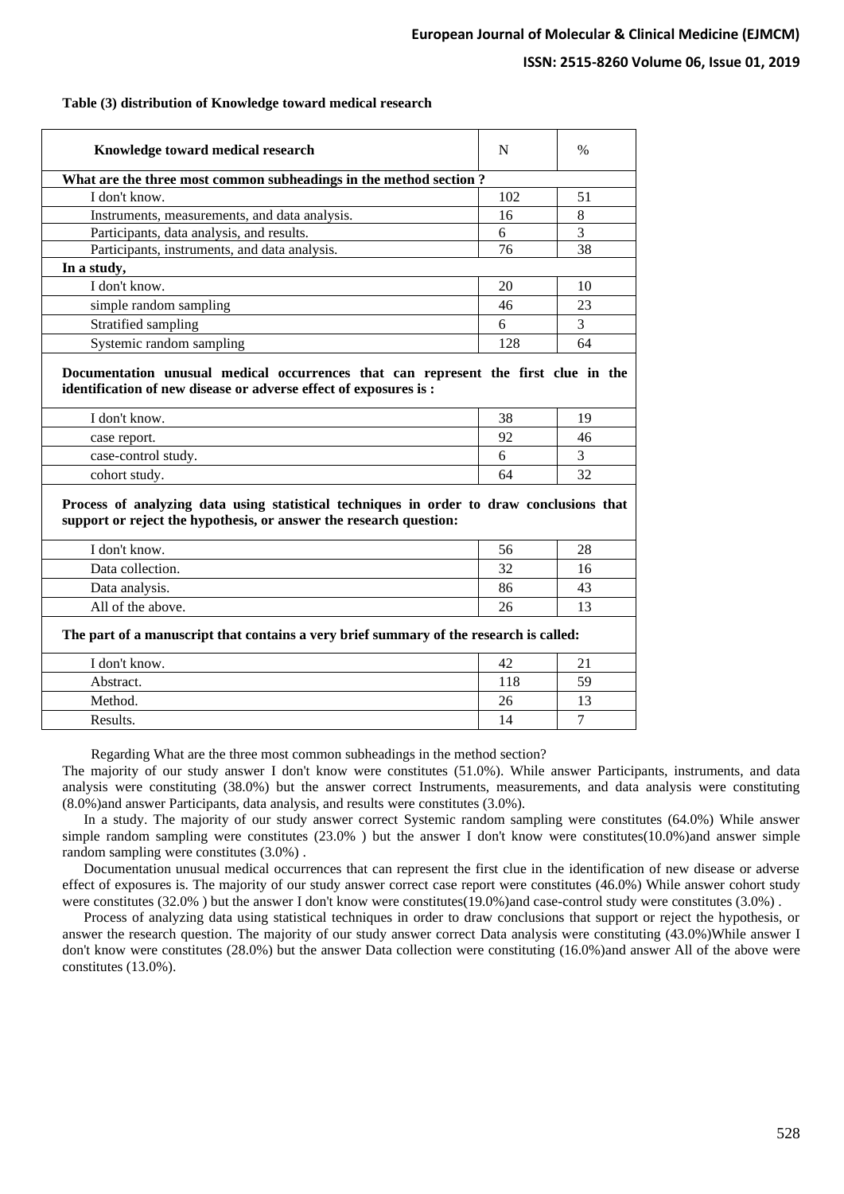**Table (3) distribution of Knowledge toward medical research**

| Knowledge toward medical research | N | % |
|---|---|---|
| **What are the three most common subheadings in the method section ?** | | |
| I don't know. | 102 | 51 |
| Instruments, measurements, and data analysis. | 16 | 8 |
| Participants, data analysis, and results. | 6 | 3 |
| Participants, instruments, and data analysis. | 76 | 38 |
| **In a study,** | | |
| I don't know. | 20 | 10 |
| simple random sampling | 46 | 23 |
| Stratified sampling | 6 | 3 |
| Systemic random sampling | 128 | 64 |
| **Documentation unusual medical occurrences that can represent the first clue in the identification of new disease or adverse effect of exposures is :** | | |
| I don't know. | 38 | 19 |
| case report. | 92 | 46 |
| case-control study. | 6 | 3 |
| cohort study. | 64 | 32 |
| **Process of analyzing data using statistical techniques in order to draw conclusions that support or reject the hypothesis, or answer the research question:** | | |
| I don't know. | 56 | 28 |
| Data collection. | 32 | 16 |
| Data analysis. | 86 | 43 |
| All of the above. | 26 | 13 |
| **The part of a manuscript that contains a very brief summary of the research is called:** | | |
| I don't know. | 42 | 21 |
| Abstract. | 118 | 59 |
| Method. | 26 | 13 |
| Results. | 14 | 7 |

Regarding What are the three most common subheadings in the method section? The majority of our study answer I don't know were constitutes (51.0%). While answer Participants, instruments, and data analysis were constituting (38.0%) but the answer correct Instruments, measurements, and data analysis were constituting (8.0%)and answer Participants, data analysis, and results were constitutes (3.0%).

In a study. The majority of our study answer correct Systemic random sampling were constitutes (64.0%) While answer simple random sampling were constitutes (23.0% ) but the answer I don't know were constitutes(10.0%)and answer simple random sampling were constitutes (3.0%) .

Documentation unusual medical occurrences that can represent the first clue in the identification of new disease or adverse effect of exposures is. The majority of our study answer correct case report were constitutes (46.0%) While answer cohort study were constitutes (32.0% ) but the answer I don't know were constitutes(19.0%)and case-control study were constitutes (3.0%) .

Process of analyzing data using statistical techniques in order to draw conclusions that support or reject the hypothesis, or answer the research question. The majority of our study answer correct Data analysis were constituting (43.0%)While answer I don't know were constitutes (28.0%) but the answer Data collection were constituting (16.0%)and answer All of the above were constitutes (13.0%).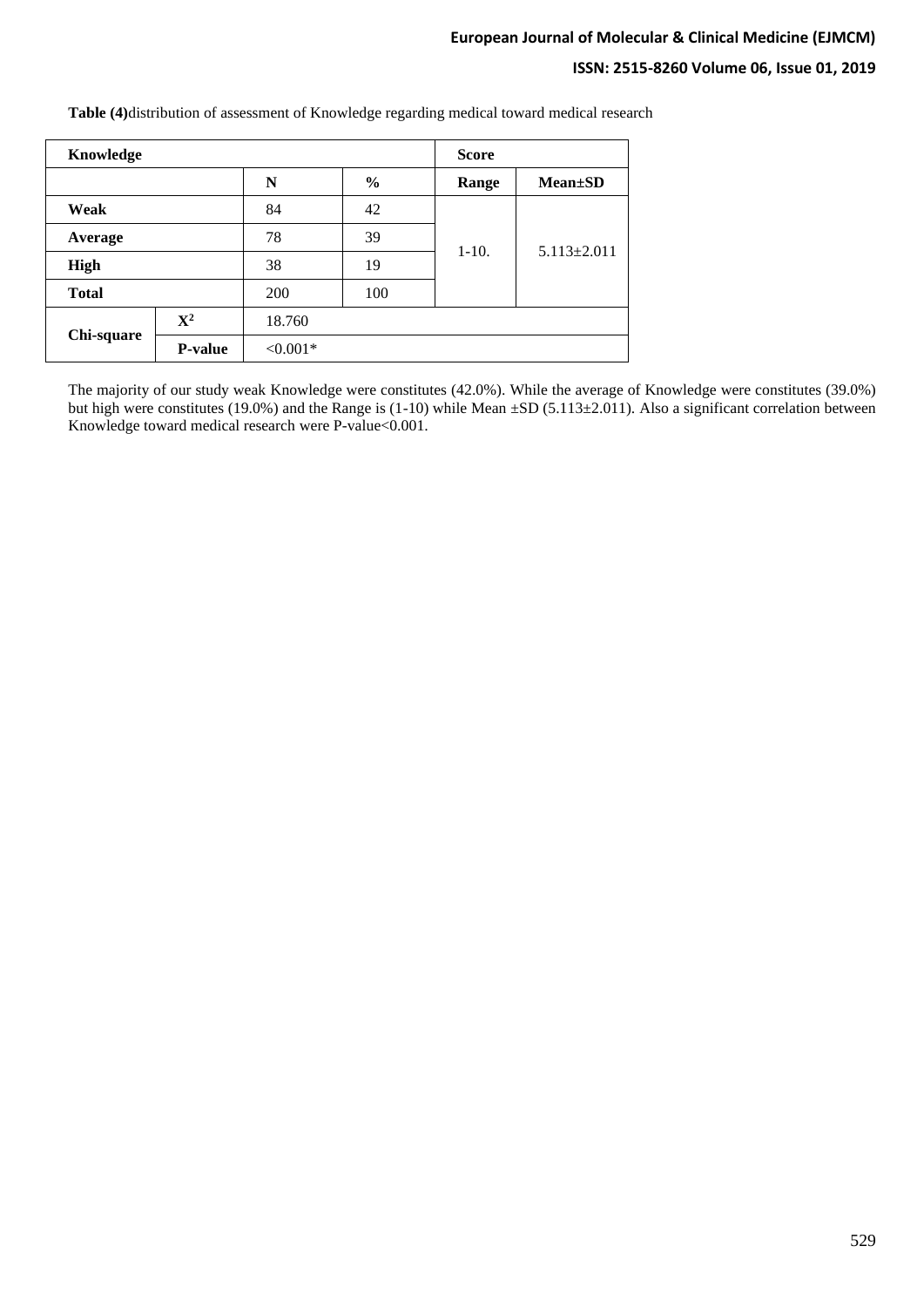**Table (4)**distribution of assessment of Knowledge regarding medical toward medical research

| Knowledge | | | | Score | |
|---|---|---|---|---|---|
| | | N | % | Range | Mean±SD |
| **Weak** | | 84 | 42 | 1-10. | 5.113±2.011 |
| **Average** | | 78 | 39 | | |
| **High** | | 38 | 19 | | |
| **Total** | | 200 | 100 | | |
| **Chi-square** | $X^2$ | 18.760 | | | |
| | **P-value** | <0.001* | | | |

The majority of our study weak Knowledge were constitutes (42.0%). While the average of Knowledge were constitutes (39.0%) but high were constitutes (19.0%) and the Range is (1-10) while Mean ±SD (5.113±2.011). Also a significant correlation between Knowledge toward medical research were P-value<0.001.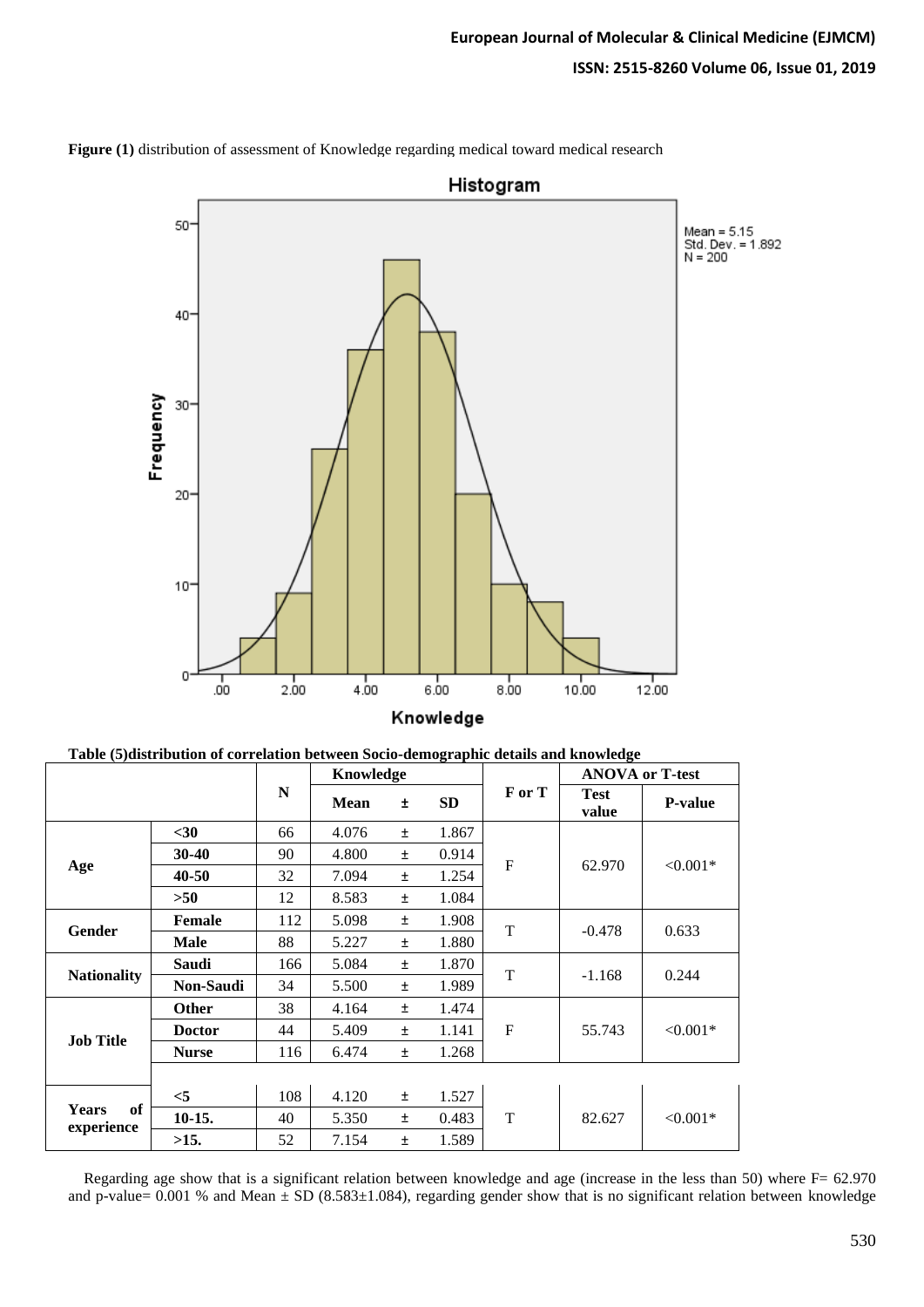**Figure (1)** distribution of assessment of Knowledge regarding medical toward medical research

**Table (5)distribution of correlation between Socio-demographic details and knowledge**

| | | N | Knowledge | | | F or T | ANOVA or T-test | |
|---|---|---|---|---|---|---|---|---|
| | | | **Mean** | **±** | **SD** | | **Test value** | **P-value** |
| **Age** | **<30** | 66 | 4.076 | ± | 1.867 | F | 62.970 | <0.001* |
| | **30-40** | 90 | 4.800 | ± | 0.914 | | | |
| | **40-50** | 32 | 7.094 | ± | 1.254 | | | |
| | **>50** | 12 | 8.583 | ± | 1.084 | | | |
| **Gender** | **Female** | 112 | 5.098 | ± | 1.908 | T | -0.478 | 0.633 |
| | **Male** | 88 | 5.227 | ± | 1.880 | | | |
| **Nationality** | **Saudi** | 166 | 5.084 | ± | 1.870 | T | -1.168 | 0.244 |
| | **Non-Saudi** | 34 | 5.500 | ± | 1.989 | | | |
| **Job Title** | **Other** | 38 | 4.164 | ± | 1.474 | F | 55.743 | <0.001* |
| | **Doctor** | 44 | 5.409 | ± | 1.141 | | | |
| | **Nurse** | 116 | 6.474 | ± | 1.268 | | | |
| **Years of experience** | **<5** | 108 | 4.120 | ± | 1.527 | T | 82.627 | <0.001* |
| | **10-15.** | 40 | 5.350 | ± | 0.483 | | | |
| | **>15.** | 52 | 7.154 | ± | 1.589 | | | |

Regarding age show that is a significant relation between knowledge and age (increase in the less than 50) where F= 62.970 and p-value= 0.001 % and Mean ± SD (8.583±1.084), regarding gender show that is no significant relation between knowledge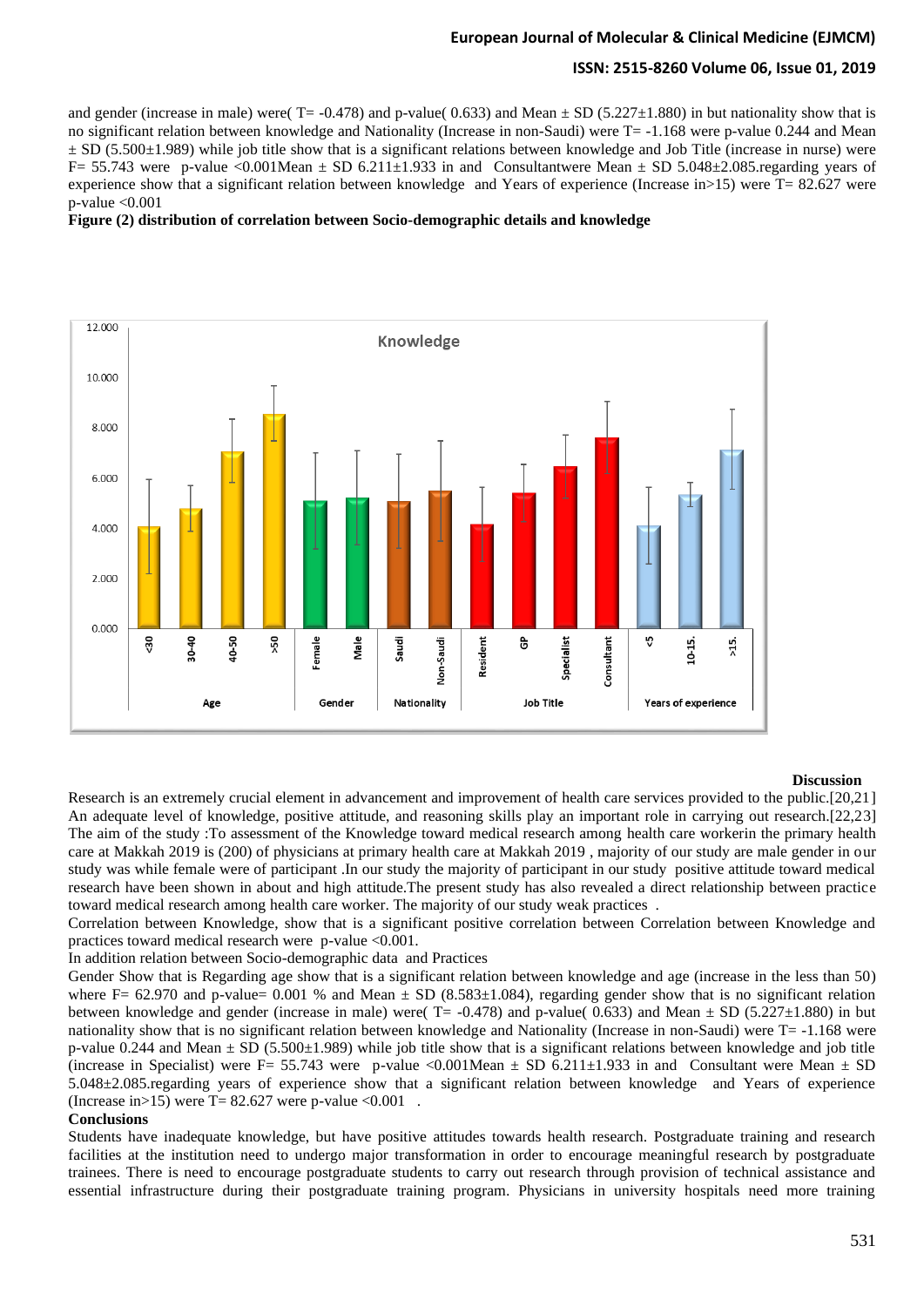and gender (increase in male) were( T= -0.478) and p-value( 0.633) and Mean ± SD (5.227±1.880) in but nationality show that is no significant relation between knowledge and Nationality (Increase in non-Saudi) were T= -1.168 were p-value 0.244 and Mean ± SD (5.500±1.989) while job title show that is a significant relations between knowledge and Job Title (increase in nurse) were F= 55.743 were p-value <0.001Mean ± SD 6.211±1.933 in and Consultantwere Mean ± SD 5.048±2.085.regarding years of experience show that a significant relation between knowledge and Years of experience (Increase in>15) were T= 82.627 were p-value <0.001

**Figure (2) distribution of correlation between Socio-demographic details and knowledge**

## Discussion

Research is an extremely crucial element in advancement and improvement of health care services provided to the public.[20,21] An adequate level of knowledge, positive attitude, and reasoning skills play an important role in carrying out research.[22,23] The aim of the study :To assessment of the Knowledge toward medical research among health care workerin the primary health care at Makkah 2019 is (200) of physicians at primary health care at Makkah 2019 , majority of our study are male gender in our study was while female were of participant .In our study the majority of participant in our study positive attitude toward medical research have been shown in about and high attitude.The present study has also revealed a direct relationship between practice toward medical research among health care worker. The majority of our study weak practices .

Correlation between Knowledge, show that is a significant positive correlation between Correlation between Knowledge and practices toward medical research were p-value <0.001.

In addition relation between Socio-demographic data and Practices

Gender Show that is Regarding age show that is a significant relation between knowledge and age (increase in the less than 50) where F= 62.970 and p-value= 0.001 % and Mean ± SD (8.583±1.084), regarding gender show that is no significant relation between knowledge and gender (increase in male) were( T= -0.478) and p-value( 0.633) and Mean ± SD (5.227±1.880) in but nationality show that is no significant relation between knowledge and Nationality (Increase in non-Saudi) were T= -1.168 were p-value 0.244 and Mean ± SD (5.500±1.989) while job title show that is a significant relations between knowledge and job title (increase in Specialist) were F= 55.743 were p-value <0.001Mean ± SD 6.211±1.933 in and Consultant were Mean ± SD 5.048±2.085.regarding years of experience show that a significant relation between knowledge and Years of experience (Increase in>15) were T= 82.627 were p-value <0.001 .

**Conclusions**

Students have inadequate knowledge, but have positive attitudes towards health research. Postgraduate training and research facilities at the institution need to undergo major transformation in order to encourage meaningful research by postgraduate trainees. There is need to encourage postgraduate students to carry out research through provision of technical assistance and essential infrastructure during their postgraduate training program. Physicians in university hospitals need more training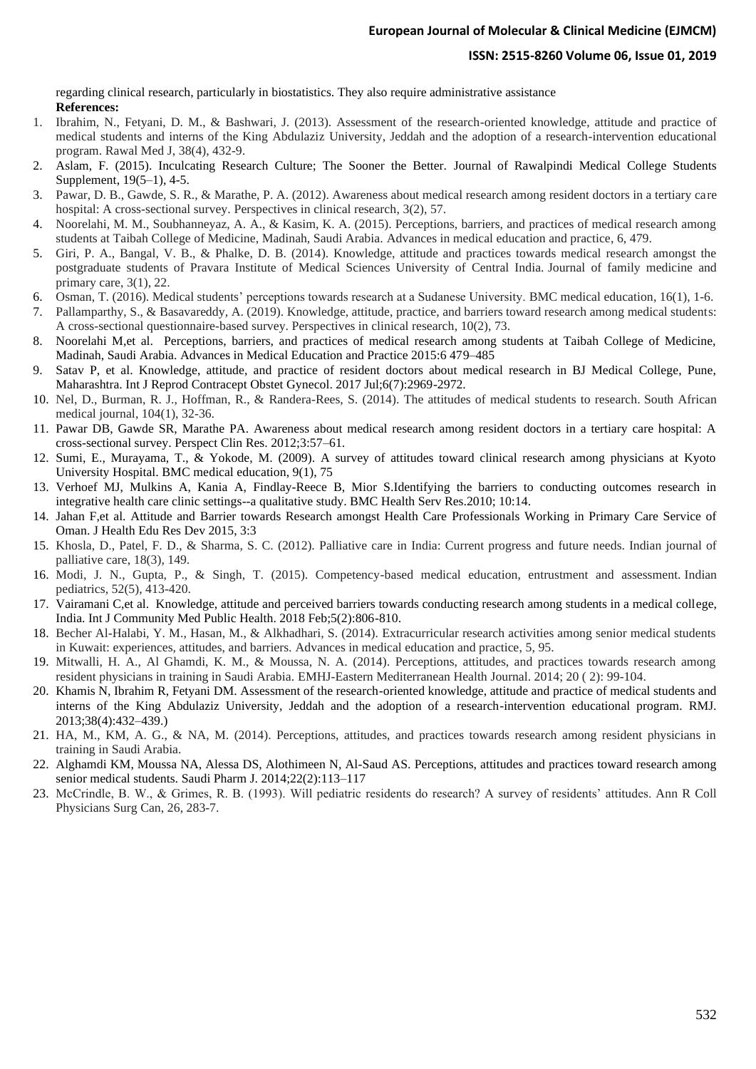regarding clinical research, particularly in biostatistics. They also require administrative assistance

**References:**

1. Ibrahim, N., Fetyani, D. M., & Bashwari, J. (2013). Assessment of the research-oriented knowledge, attitude and practice of medical students and interns of the King Abdulaziz University, Jeddah and the adoption of a research-intervention educational program. Rawal Med J, 38(4), 432-9.
2. Aslam, F. (2015). Inculcating Research Culture; The Sooner the Better. Journal of Rawalpindi Medical College Students Supplement, 19(5–1), 4-5.
3. Pawar, D. B., Gawde, S. R., & Marathe, P. A. (2012). Awareness about medical research among resident doctors in a tertiary care hospital: A cross-sectional survey. Perspectives in clinical research, 3(2), 57.
4. Noorelahi, M. M., Soubhanneyaz, A. A., & Kasim, K. A. (2015). Perceptions, barriers, and practices of medical research among students at Taibah College of Medicine, Madinah, Saudi Arabia. Advances in medical education and practice, 6, 479.
5. Giri, P. A., Bangal, V. B., & Phalke, D. B. (2014). Knowledge, attitude and practices towards medical research amongst the postgraduate students of Pravara Institute of Medical Sciences University of Central India. Journal of family medicine and primary care, 3(1), 22.
6. Osman, T. (2016). Medical students' perceptions towards research at a Sudanese University. BMC medical education, 16(1), 1-6.
7. Pallamparthy, S., & Basavareddy, A. (2019). Knowledge, attitude, practice, and barriers toward research among medical students: A cross-sectional questionnaire-based survey. Perspectives in clinical research, 10(2), 73.
8. Noorelahi M,et al. Perceptions, barriers, and practices of medical research among students at Taibah College of Medicine, Madinah, Saudi Arabia. Advances in Medical Education and Practice 2015:6 479–485
9. Satav P, et al. Knowledge, attitude, and practice of resident doctors about medical research in BJ Medical College, Pune, Maharashtra. Int J Reprod Contracept Obstet Gynecol. 2017 Jul;6(7):2969-2972.
10. Nel, D., Burman, R. J., Hoffman, R., & Randera-Rees, S. (2014). The attitudes of medical students to research. South African medical journal, 104(1), 32-36.
11. Pawar DB, Gawde SR, Marathe PA. Awareness about medical research among resident doctors in a tertiary care hospital: A cross-sectional survey. Perspect Clin Res. 2012;3:57–61.
12. Sumi, E., Murayama, T., & Yokode, M. (2009). A survey of attitudes toward clinical research among physicians at Kyoto University Hospital. BMC medical education, 9(1), 75
13. Verhoef MJ, Mulkins A, Kania A, Findlay-Reece B, Mior S.Identifying the barriers to conducting outcomes research in integrative health care clinic settings--a qualitative study. BMC Health Serv Res.2010; 10:14.
14. Jahan F,et al. Attitude and Barrier towards Research amongst Health Care Professionals Working in Primary Care Service of Oman. J Health Edu Res Dev 2015, 3:3
15. Khosla, D., Patel, F. D., & Sharma, S. C. (2012). Palliative care in India: Current progress and future needs. Indian journal of palliative care, 18(3), 149.
16. Modi, J. N., Gupta, P., & Singh, T. (2015). Competency-based medical education, entrustment and assessment. Indian pediatrics, 52(5), 413-420.
17. Vairamani C,et al. Knowledge, attitude and perceived barriers towards conducting research among students in a medical college, India. Int J Community Med Public Health. 2018 Feb;5(2):806-810.
18. Becher Al-Halabi, Y. M., Hasan, M., & Alkhadhari, S. (2014). Extracurricular research activities among senior medical students in Kuwait: experiences, attitudes, and barriers. Advances in medical education and practice, 5, 95.
19. Mitwalli, H. A., Al Ghamdi, K. M., & Moussa, N. A. (2014). Perceptions, attitudes, and practices towards research among resident physicians in training in Saudi Arabia. EMHJ-Eastern Mediterranean Health Journal. 2014; 20 ( 2): 99-104.
20. Khamis N, Ibrahim R, Fetyani DM. Assessment of the research-oriented knowledge, attitude and practice of medical students and interns of the King Abdulaziz University, Jeddah and the adoption of a research-intervention educational program. RMJ. 2013;38(4):432–439.)
21. HA, M., KM, A. G., & NA, M. (2014). Perceptions, attitudes, and practices towards research among resident physicians in training in Saudi Arabia.
22. Alghamdi KM, Moussa NA, Alessa DS, Alothimeen N, Al-Saud AS. Perceptions, attitudes and practices toward research among senior medical students. Saudi Pharm J. 2014;22(2):113–117
23. McCrindle, B. W., & Grimes, R. B. (1993). Will pediatric residents do research? A survey of residents' attitudes. Ann R Coll Physicians Surg Can, 26, 283-7.